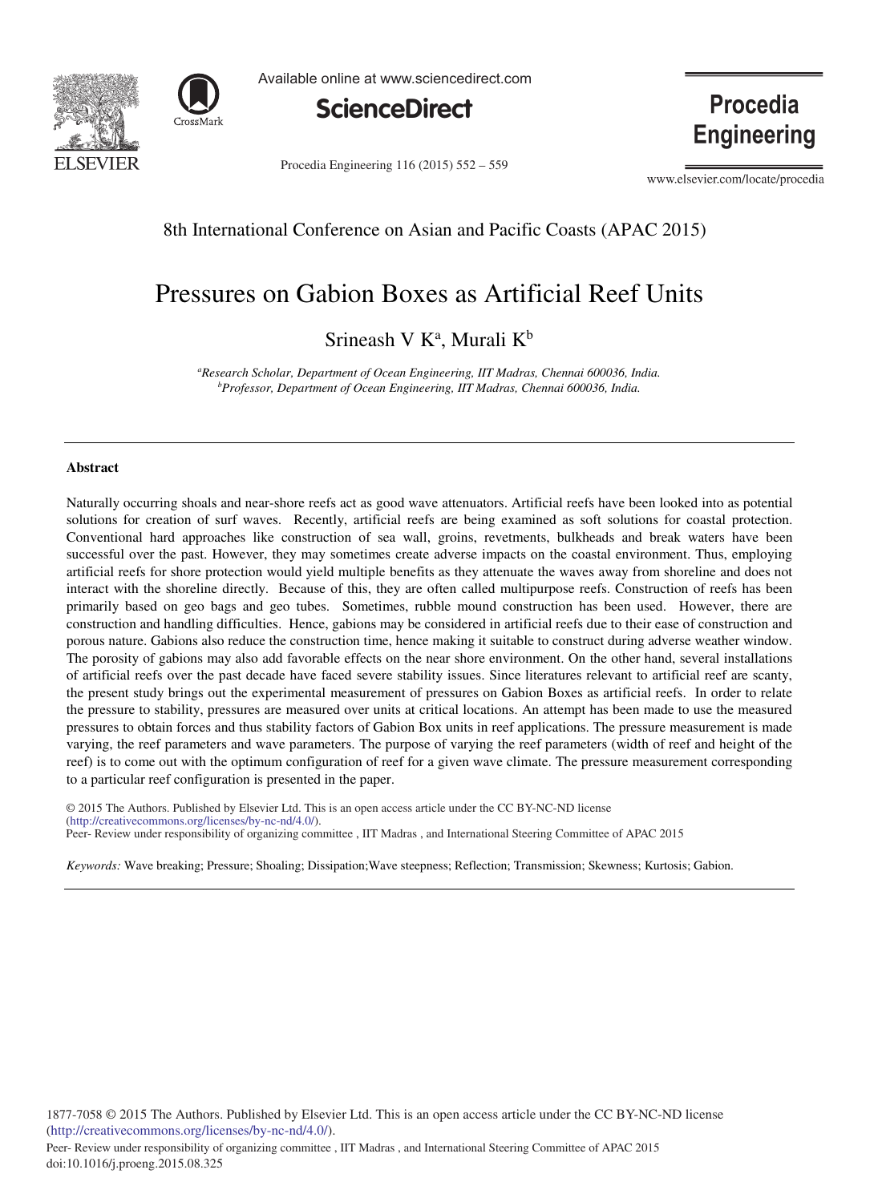8th International Conference on Asian and Pacific Coasts (APAC 2015)

# Pressures on Gabion Boxes as Artificial Reef Units

Srineash V K[a], Murali K[b]

[a]*Research Scholar, Department of Ocean Engineering, IIT Madras, Chennai 600036, India.*
[b]*Professor, Department of Ocean Engineering, IIT Madras, Chennai 600036, India.*

---

## Abstract

Naturally occurring shoals and near-shore reefs act as good wave attenuators. Artificial reefs have been looked into as potential solutions for creation of surf waves. Recently, artificial reefs are being examined as soft solutions for coastal protection. Conventional hard approaches like construction of sea wall, groins, revetments, bulkheads and break waters have been successful over the past. However, they may sometimes create adverse impacts on the coastal environment. Thus, employing artificial reefs for shore protection would yield multiple benefits as they attenuate the waves away from shoreline and does not interact with the shoreline directly. Because of this, they are often called multipurpose reefs. Construction of reefs has been primarily based on geo bags and geo tubes. Sometimes, rubble mound construction has been used. However, there are construction and handling difficulties. Hence, gabions may be considered in artificial reefs due to their ease of construction and porous nature. Gabions also reduce the construction time, hence making it suitable to construct during adverse weather window. The porosity of gabions may also add favorable effects on the near shore environment. On the other hand, several installations of artificial reefs over the past decade have faced severe stability issues. Since literatures relevant to artificial reef are scanty, the present study brings out the experimental measurement of pressures on Gabion Boxes as artificial reefs. In order to relate the pressure to stability, pressures are measured over units at critical locations. An attempt has been made to use the measured pressures to obtain forces and thus stability factors of Gabion Box units in reef applications. The pressure measurement is made varying, the reef parameters and wave parameters. The purpose of varying the reef parameters (width of reef and height of the reef) is to come out with the optimum configuration of reef for a given wave climate. The pressure measurement corresponding to a particular reef configuration is presented in the paper.

© 2015 The Authors. Published by Elsevier Ltd. This is an open access article under the CC BY-NC-ND license (http://creativecommons.org/licenses/by-nc-nd/4.0/).
Peer- Review under responsibility of organizing committee , IIT Madras , and International Steering Committee of APAC 2015

*Keywords:* Wave breaking; Pressure; Shoaling; Dissipation;Wave steepness; Reflection; Transmission; Skewness; Kurtosis; Gabion.

---

1877-7058 © 2015 The Authors. Published by Elsevier Ltd. This is an open access article under the CC BY-NC-ND license (http://creativecommons.org/licenses/by-nc-nd/4.0/).
Peer- Review under responsibility of organizing committee , IIT Madras , and International Steering Committee of APAC 2015
doi:10.1016/j.proeng.2015.08.325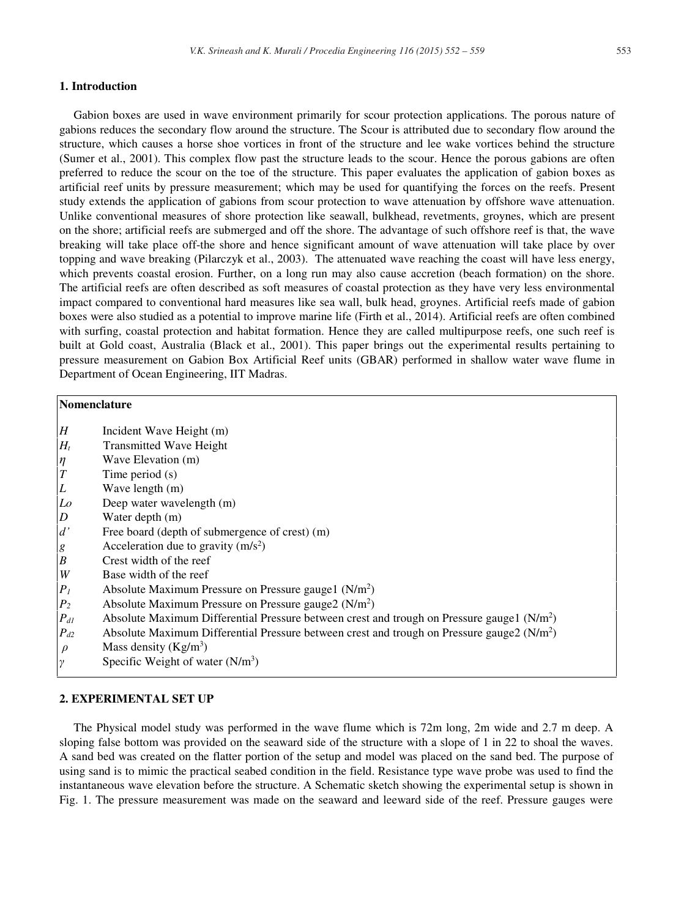## 1. Introduction

Gabion boxes are used in wave environment primarily for scour protection applications. The porous nature of gabions reduces the secondary flow around the structure. The Scour is attributed due to secondary flow around the structure, which causes a horse shoe vortices in front of the structure and lee wake vortices behind the structure (Sumer et al., 2001). This complex flow past the structure leads to the scour. Hence the porous gabions are often preferred to reduce the scour on the toe of the structure. This paper evaluates the application of gabion boxes as artificial reef units by pressure measurement; which may be used for quantifying the forces on the reefs. Present study extends the application of gabions from scour protection to wave attenuation by offshore wave attenuation. Unlike conventional measures of shore protection like seawall, bulkhead, revetments, groynes, which are present on the shore; artificial reefs are submerged and off the shore. The advantage of such offshore reef is that, the wave breaking will take place off-the shore and hence significant amount of wave attenuation will take place by over topping and wave breaking (Pilarczyk et al., 2003). The attenuated wave reaching the coast will have less energy, which prevents coastal erosion. Further, on a long run may also cause accretion (beach formation) on the shore. The artificial reefs are often described as soft measures of coastal protection as they have very less environmental impact compared to conventional hard measures like sea wall, bulk head, groynes. Artificial reefs made of gabion boxes were also studied as a potential to improve marine life (Firth et al., 2014). Artificial reefs are often combined with surfing, coastal protection and habitat formation. Hence they are called multipurpose reefs, one such reef is built at Gold coast, Australia (Black et al., 2001). This paper brings out the experimental results pertaining to pressure measurement on Gabion Box Artificial Reef units (GBAR) performed in shallow water wave flume in Department of Ocean Engineering, IIT Madras.

**Nomenclature**

| | |
|---|---|
| $H$ | Incident Wave Height (m) |
| $H_t$ | Transmitted Wave Height |
| $\eta$ | Wave Elevation (m) |
| $T$ | Time period (s) |
| $L$ | Wave length (m) |
| $Lo$ | Deep water wavelength (m) |
| $D$ | Water depth (m) |
| $d'$ | Free board (depth of submergence of crest) (m) |
| $g$ | Acceleration due to gravity (m/s$^2$) |
| $B$ | Crest width of the reef |
| $W$ | Base width of the reef |
| $P_1$ | Absolute Maximum Pressure on Pressure gauge1 (N/m$^2$) |
| $P_2$ | Absolute Maximum Pressure on Pressure gauge2 (N/m$^2$) |
| $P_{d1}$ | Absolute Maximum Differential Pressure between crest and trough on Pressure gauge1 (N/m$^2$) |
| $P_{d2}$ | Absolute Maximum Differential Pressure between crest and trough on Pressure gauge2 (N/m$^2$) |
| $\rho$ | Mass density (Kg/m$^3$) |
| $\gamma$ | Specific Weight of water (N/m$^3$) |

## 2. EXPERIMENTAL SET UP

The Physical model study was performed in the wave flume which is 72m long, 2m wide and 2.7 m deep. A sloping false bottom was provided on the seaward side of the structure with a slope of 1 in 22 to shoal the waves. A sand bed was created on the flatter portion of the setup and model was placed on the sand bed. The purpose of using sand is to mimic the practical seabed condition in the field. Resistance type wave probe was used to find the instantaneous wave elevation before the structure. A Schematic sketch showing the experimental setup is shown in Fig. 1. The pressure measurement was made on the seaward and leeward side of the reef. Pressure gauges were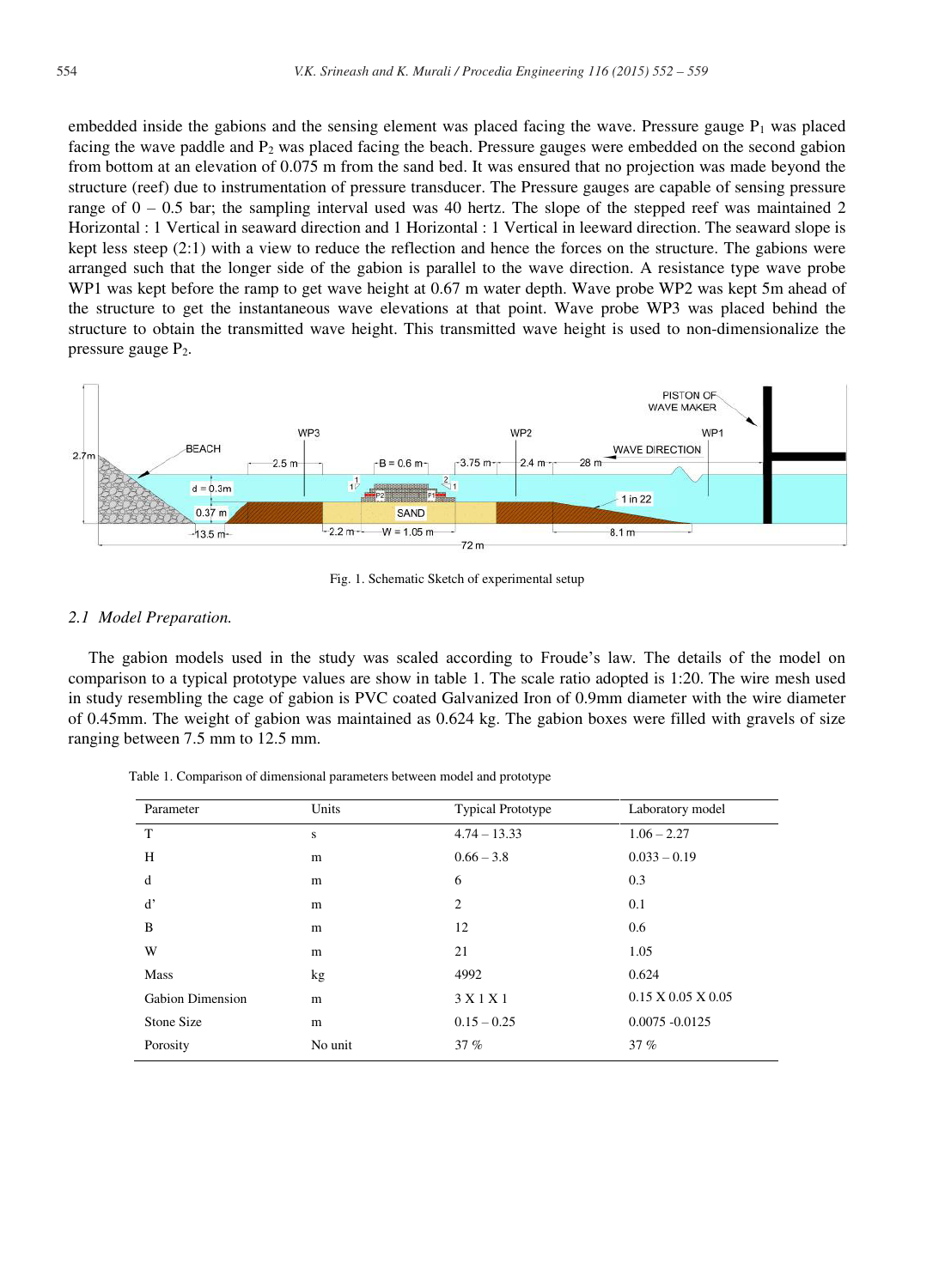embedded inside the gabions and the sensing element was placed facing the wave. Pressure gauge $P_1$ was placed facing the wave paddle and $P_2$ was placed facing the beach. Pressure gauges were embedded on the second gabion from bottom at an elevation of 0.075 m from the sand bed. It was ensured that no projection was made beyond the structure (reef) due to instrumentation of pressure transducer. The Pressure gauges are capable of sensing pressure range of 0 – 0.5 bar; the sampling interval used was 40 hertz. The slope of the stepped reef was maintained 2 Horizontal : 1 Vertical in seaward direction and 1 Horizontal : 1 Vertical in leeward direction. The seaward slope is kept less steep (2:1) with a view to reduce the reflection and hence the forces on the structure. The gabions were arranged such that the longer side of the gabion is parallel to the wave direction. A resistance type wave probe WP1 was kept before the ramp to get wave height at 0.67 m water depth. Wave probe WP2 was kept 5m ahead of the structure to get the instantaneous wave elevations at that point. Wave probe WP3 was placed behind the structure to obtain the transmitted wave height. This transmitted wave height is used to non-dimensionalize the pressure gauge $P_2$.

Fig. 1. Schematic Sketch of experimental setup

### 2.1 *Model Preparation.*

The gabion models used in the study was scaled according to Froude's law. The details of the model on comparison to a typical prototype values are show in table 1. The scale ratio adopted is 1:20. The wire mesh used in study resembling the cage of gabion is PVC coated Galvanized Iron of 0.9mm diameter with the wire diameter of 0.45mm. The weight of gabion was maintained as 0.624 kg. The gabion boxes were filled with gravels of size ranging between 7.5 mm to 12.5 mm.

Table 1. Comparison of dimensional parameters between model and prototype

| Parameter | Units | Typical Prototype | Laboratory model |
|---|---|---|---|
| T | s | 4.74 – 13.33 | 1.06 – 2.27 |
| H | m | 0.66 – 3.8 | 0.033 – 0.19 |
| d | m | 6 | 0.3 |
| d' | m | 2 | 0.1 |
| B | m | 12 | 0.6 |
| W | m | 21 | 1.05 |
| Mass | kg | 4992 | 0.624 |
| Gabion Dimension | m | 3 X 1 X 1 | 0.15 X 0.05 X 0.05 |
| Stone Size | m | 0.15 – 0.25 | 0.0075 -0.0125 |
| Porosity | No unit | 37 % | 37 % |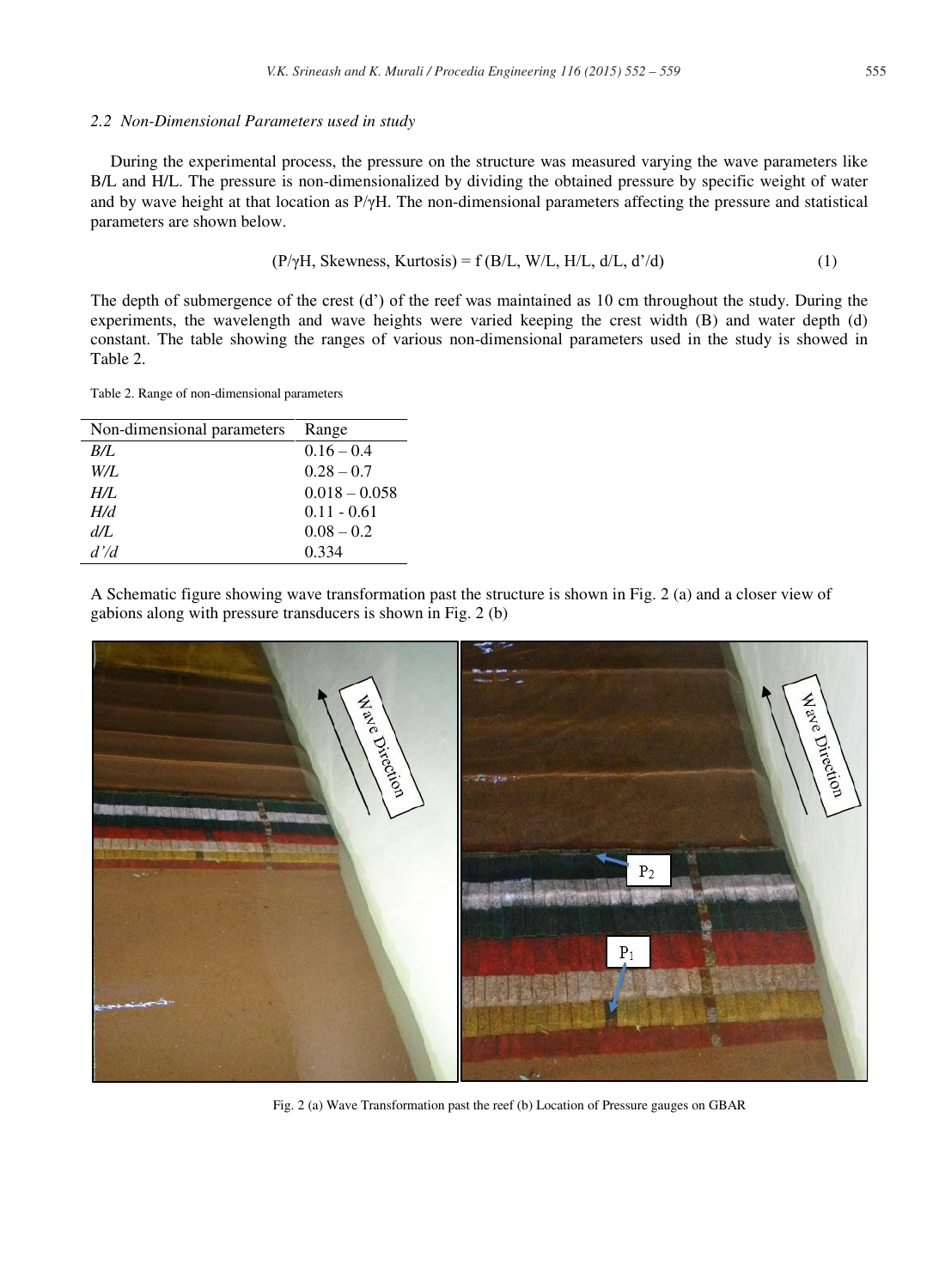### 2.2 Non-Dimensional Parameters used in study

During the experimental process, the pressure on the structure was measured varying the wave parameters like B/L and H/L. The pressure is non-dimensionalized by dividing the obtained pressure by specific weight of water and by wave height at that location as $P/\gamma H$. The non-dimensional parameters affecting the pressure and statistical parameters are shown below.

$$(P/\gamma H, \text{Skewness}, \text{Kurtosis}) = f(B/L, W/L, H/L, d/L, d'/d) \quad (1)$$

The depth of submergence of the crest (d') of the reef was maintained as 10 cm throughout the study. During the experiments, the wavelength and wave heights were varied keeping the crest width (B) and water depth (d) constant. The table showing the ranges of various non-dimensional parameters used in the study is showed in Table 2.

Table 2. Range of non-dimensional parameters

| Non-dimensional parameters | Range |
|---|---|
| *B/L* | 0.16 – 0.4 |
| *W/L* | 0.28 – 0.7 |
| *H/L* | 0.018 – 0.058 |
| *H/d* | 0.11 - 0.61 |
| *d/L* | 0.08 – 0.2 |
| *d'/d* | 0.334 |

A Schematic figure showing wave transformation past the structure is shown in Fig. 2 (a) and a closer view of gabions along with pressure transducers is shown in Fig. 2 (b)

Fig. 2 (a) Wave Transformation past the reef (b) Location of Pressure gauges on GBAR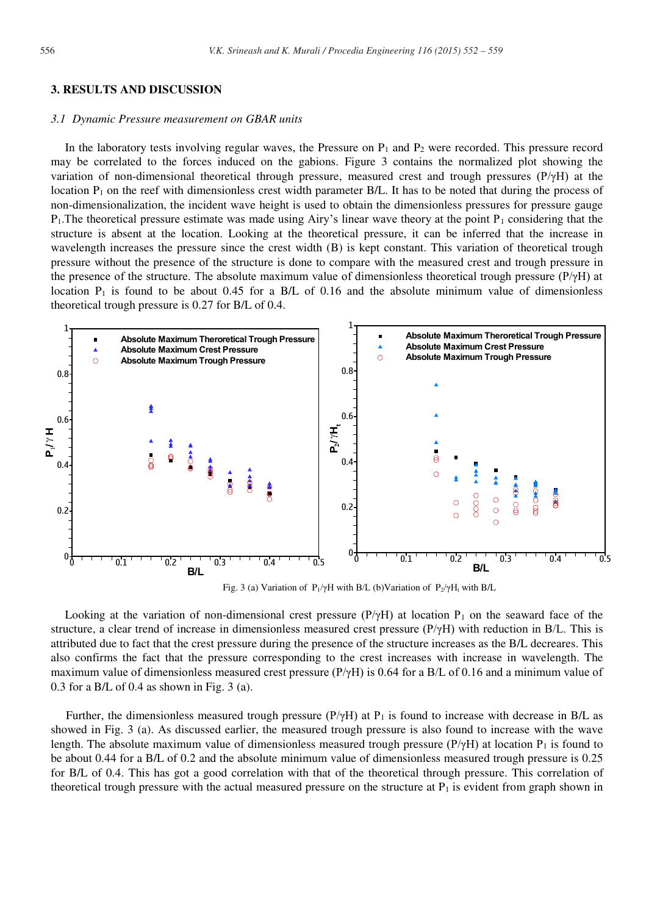## 3. RESULTS AND DISCUSSION

### *3.1 Dynamic Pressure measurement on GBAR units*

In the laboratory tests involving regular waves, the Pressure on $P_1$ and $P_2$ were recorded. This pressure record may be correlated to the forces induced on the gabions. Figure 3 contains the normalized plot showing the variation of non-dimensional theoretical through pressure, measured crest and trough pressures ($P/\gamma H$) at the location $P_1$ on the reef with dimensionless crest width parameter B/L. It has to be noted that during the process of non-dimensionalization, the incident wave height is used to obtain the dimensionless pressures for pressure gauge $P_1$.The theoretical pressure estimate was made using Airy's linear wave theory at the point $P_1$ considering that the structure is absent at the location. Looking at the theoretical pressure, it can be inferred that the increase in wavelength increases the pressure since the crest width (B) is kept constant. This variation of theoretical trough pressure without the presence of the structure is done to compare with the measured crest and trough pressure in the presence of the structure. The absolute maximum value of dimensionless theoretical trough pressure ($P/\gamma H$) at location $P_1$ is found to be about 0.45 for a B/L of 0.16 and the absolute minimum value of dimensionless theoretical trough pressure is 0.27 for B/L of 0.4.

Fig. 3 (a) Variation of $P_1/\gamma H$ with B/L (b)Variation of $P_2/\gamma H_t$ with B/L

Looking at the variation of non-dimensional crest pressure ($P/\gamma H$) at location $P_1$ on the seaward face of the structure, a clear trend of increase in dimensionless measured crest pressure ($P/\gamma H$) with reduction in B/L. This is attributed due to fact that the crest pressure during the presence of the structure increases as the B/L decreaes. This also confirms the fact that the pressure corresponding to the crest increases with increase in wavelength. The maximum value of dimensionless measured crest pressure ($P/\gamma H$) is 0.64 for a B/L of 0.16 and a minimum value of 0.3 for a B/L of 0.4 as shown in Fig. 3 (a).

Further, the dimensionless measured trough pressure ($P/\gamma H$) at $P_1$ is found to increase with decrease in B/L as showed in Fig. 3 (a). As discussed earlier, the measured trough pressure is also found to increase with the wave length. The absolute maximum value of dimensionless measured trough pressure ($P/\gamma H$) at location $P_1$ is found to be about 0.44 for a B/L of 0.2 and the absolute minimum value of dimensionless measured trough pressure is 0.25 for B/L of 0.4. This has got a good correlation with that of the theoretical through pressure. This correlation of theoretical trough pressure with the actual measured pressure on the structure at $P_1$ is evident from graph shown in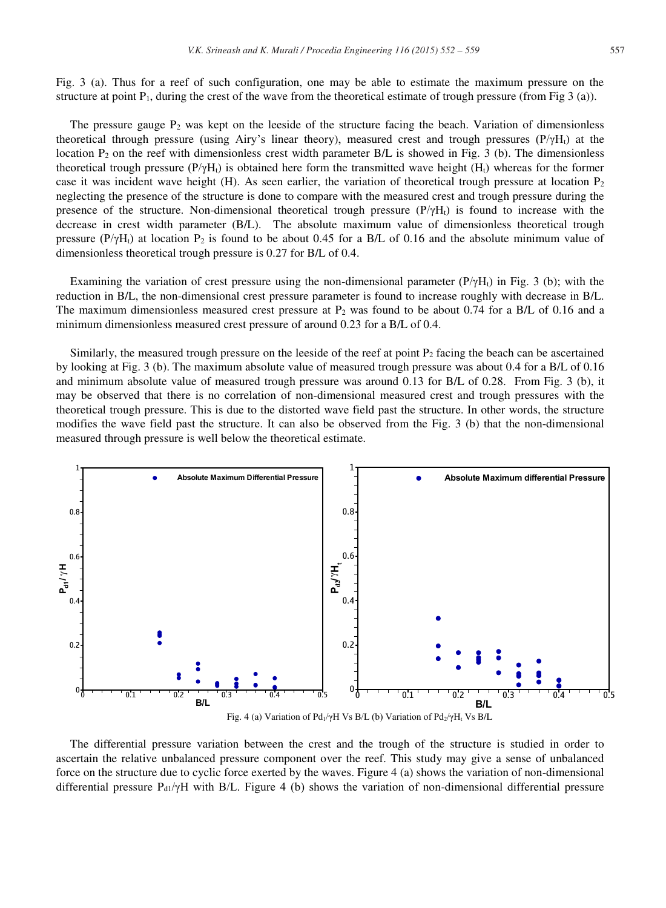Fig. 3 (a). Thus for a reef of such configuration, one may be able to estimate the maximum pressure on the structure at point $P_1$, during the crest of the wave from the theoretical estimate of trough pressure (from Fig 3 (a)).

The pressure gauge $P_2$ was kept on the leeside of the structure facing the beach. Variation of dimensionless theoretical through pressure (using Airy's linear theory), measured crest and trough pressures ($P/\gamma H_t$) at the location $P_2$ on the reef with dimensionless crest width parameter B/L is showed in Fig. 3 (b). The dimensionless theoretical trough pressure ($P/\gamma H_t$) is obtained here form the transmitted wave height ($H_t$) whereas for the former case it was incident wave height (H). As seen earlier, the variation of theoretical trough pressure at location $P_2$ neglecting the presence of the structure is done to compare with the measured crest and trough pressure during the presence of the structure. Non-dimensional theoretical trough pressure ($P/\gamma H_t$) is found to increase with the decrease in crest width parameter (B/L). The absolute maximum value of dimensionless theoretical trough pressure ($P/\gamma H_t$) at location $P_2$ is found to be about 0.45 for a B/L of 0.16 and the absolute minimum value of dimensionless theoretical trough pressure is 0.27 for B/L of 0.4.

Examining the variation of crest pressure using the non-dimensional parameter ($P/\gamma H_t$) in Fig. 3 (b); with the reduction in B/L, the non-dimensional crest pressure parameter is found to increase roughly with decrease in B/L. The maximum dimensionless measured crest pressure at $P_2$ was found to be about 0.74 for a B/L of 0.16 and a minimum dimensionless measured crest pressure of around 0.23 for a B/L of 0.4.

Similarly, the measured trough pressure on the leeside of the reef at point $P_2$ facing the beach can be ascertained by looking at Fig. 3 (b). The maximum absolute value of measured trough pressure was about 0.4 for a B/L of 0.16 and minimum absolute value of measured trough pressure was around 0.13 for B/L of 0.28. From Fig. 3 (b), it may be observed that there is no correlation of non-dimensional measured crest and trough pressures with the theoretical trough pressure. This is due to the distorted wave field past the structure. In other words, the structure modifies the wave field past the structure. It can also be observed from the Fig. 3 (b) that the non-dimensional measured through pressure is well below the theoretical estimate.

Fig. 4 (a) Variation of $Pd_1/\gamma H$ Vs B/L (b) Variation of $Pd_2/\gamma H_t$ Vs B/L

The differential pressure variation between the crest and the trough of the structure is studied in order to ascertain the relative unbalanced pressure component over the reef. This study may give a sense of unbalanced force on the structure due to cyclic force exerted by the waves. Figure 4 (a) shows the variation of non-dimensional differential pressure $P_{d1}/\gamma H$ with B/L. Figure 4 (b) shows the variation of non-dimensional differential pressure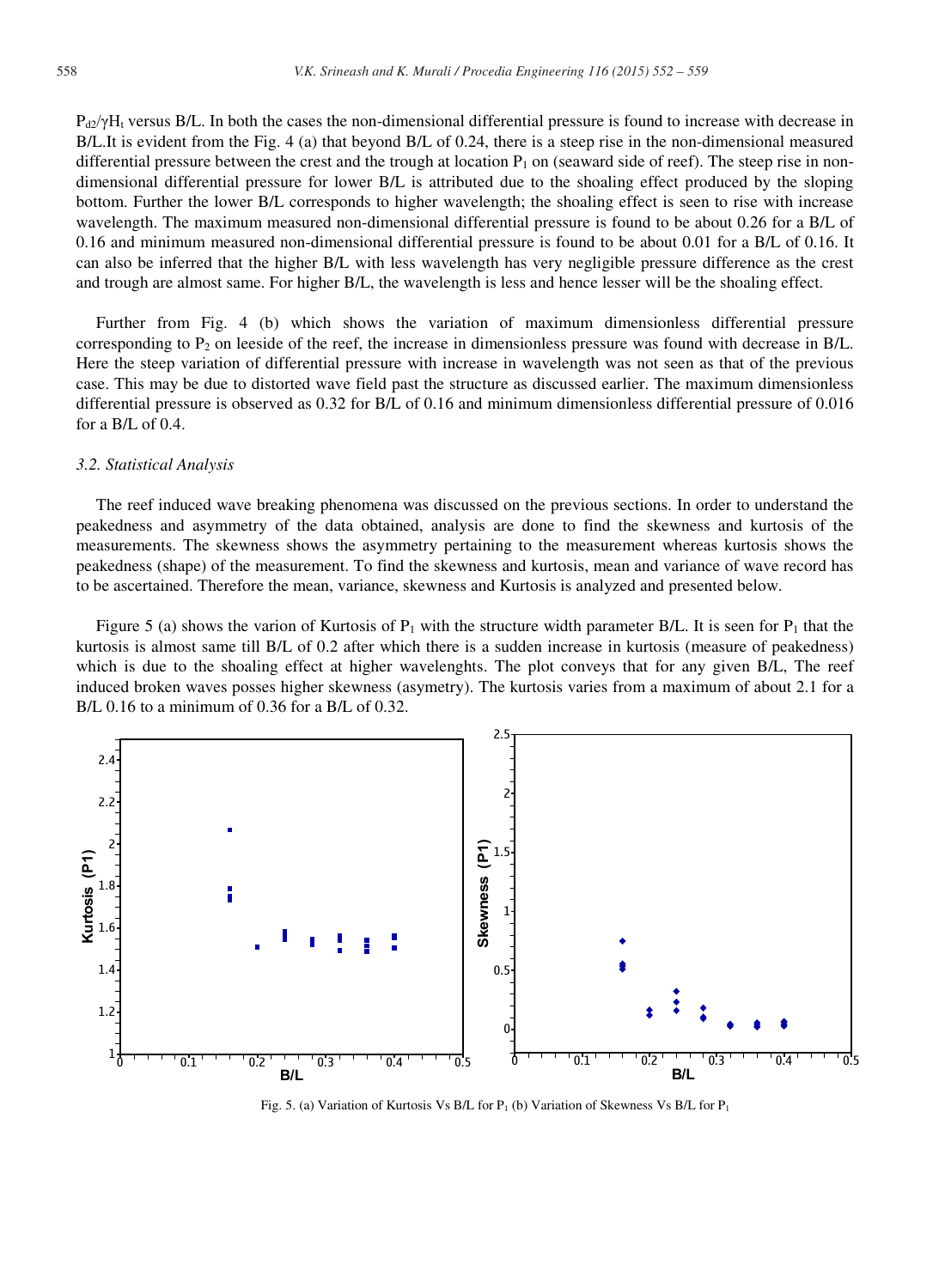$P_{d2}/\gamma H_t$ versus B/L. In both the cases the non-dimensional differential pressure is found to increase with decrease in B/L.It is evident from the Fig. 4 (a) that beyond B/L of 0.24, there is a steep rise in the non-dimensional measured differential pressure between the crest and the trough at location $P_1$ on (seaward side of reef). The steep rise in non-dimensional differential pressure for lower B/L is attributed due to the shoaling effect produced by the sloping bottom. Further the lower B/L corresponds to higher wavelength; the shoaling effect is seen to rise with increase wavelength. The maximum measured non-dimensional differential pressure is found to be about 0.26 for a B/L of 0.16 and minimum measured non-dimensional differential pressure is found to be about 0.01 for a B/L of 0.16. It can also be inferred that the higher B/L with less wavelength has very negligible pressure difference as the crest and trough are almost same. For higher B/L, the wavelength is less and hence lesser will be the shoaling effect.

Further from Fig. 4 (b) which shows the variation of maximum dimensionless differential pressure corresponding to $P_2$ on leeside of the reef, the increase in dimensionless pressure was found with decrease in B/L. Here the steep variation of differential pressure with increase in wavelength was not seen as that of the previous case. This may be due to distorted wave field past the structure as discussed earlier. The maximum dimensionless differential pressure is observed as 0.32 for B/L of 0.16 and minimum dimensionless differential pressure of 0.016 for a B/L of 0.4.

### *3.2. Statistical Analysis*

The reef induced wave breaking phenomena was discussed on the previous sections. In order to understand the peakedness and asymmetry of the data obtained, analysis are done to find the skewness and kurtosis of the measurements. The skewness shows the asymmetry pertaining to the measurement whereas kurtosis shows the peakedness (shape) of the measurement. To find the skewness and kurtosis, mean and variance of wave record has to be ascertained. Therefore the mean, variance, skewness and Kurtosis is analyzed and presented below.

Figure 5 (a) shows the varion of Kurtosis of $P_1$ with the structure width parameter B/L. It is seen for $P_1$ that the kurtosis is almost same till B/L of 0.2 after which there is a sudden increase in kurtosis (measure of peakedness) which is due to the shoaling effect at higher wavelenghts. The plot conveys that for any given B/L, The reef induced broken waves posses higher skewness (asymetry). The kurtosis varies from a maximum of about 2.1 for a B/L 0.16 to a minimum of 0.36 for a B/L of 0.32.

Fig. 5. (a) Variation of Kurtosis Vs B/L for $P_1$ (b) Variation of Skewness Vs B/L for $P_1$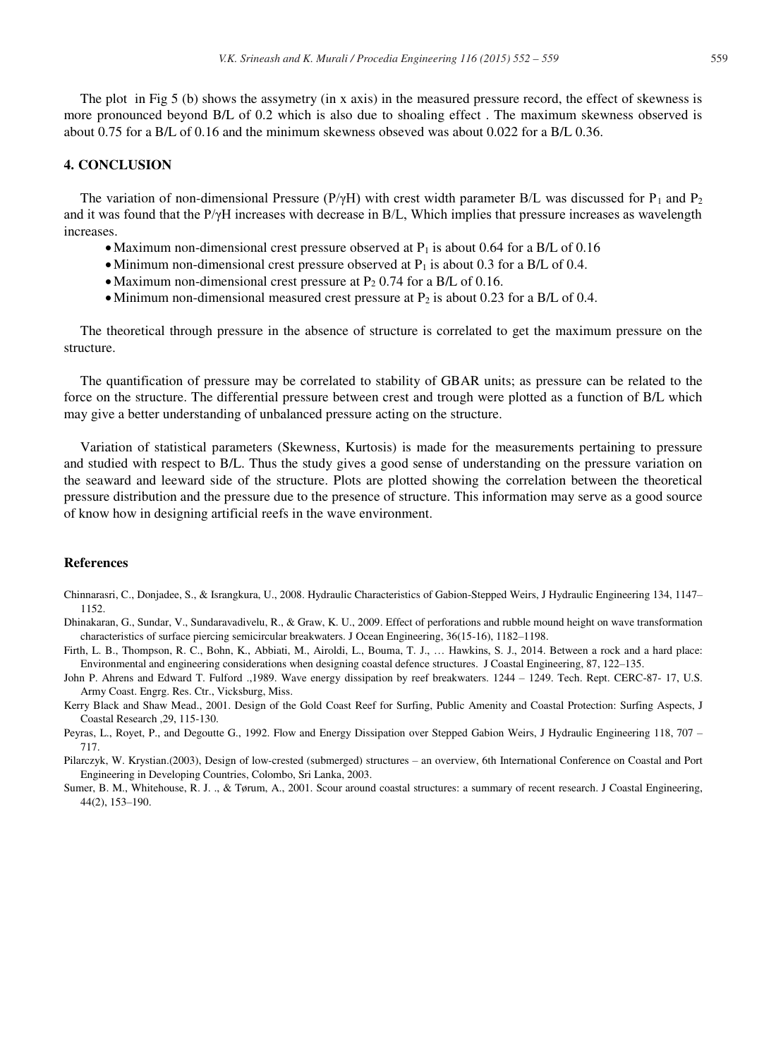The plot in Fig 5 (b) shows the assymetry (in x axis) in the measured pressure record, the effect of skewness is more pronounced beyond B/L of 0.2 which is also due to shoaling effect . The maximum skewness observed is about 0.75 for a B/L of 0.16 and the minimum skewness obseved was about 0.022 for a B/L 0.36.

## 4. CONCLUSION

The variation of non-dimensional Pressure (P/γH) with crest width parameter B/L was discussed for $P_1$ and $P_2$ and it was found that the P/γH increases with decrease in B/L, Which implies that pressure increases as wavelength increases.

- Maximum non-dimensional crest pressure observed at $P_1$ is about 0.64 for a B/L of 0.16
- Minimum non-dimensional crest pressure observed at $P_1$ is about 0.3 for a B/L of 0.4.
- Maximum non-dimensional crest pressure at $P_2$ 0.74 for a B/L of 0.16.
- Minimum non-dimensional measured crest pressure at $P_2$ is about 0.23 for a B/L of 0.4.

The theoretical through pressure in the absence of structure is correlated to get the maximum pressure on the structure.

The quantification of pressure may be correlated to stability of GBAR units; as pressure can be related to the force on the structure. The differential pressure between crest and trough were plotted as a function of B/L which may give a better understanding of unbalanced pressure acting on the structure.

Variation of statistical parameters (Skewness, Kurtosis) is made for the measurements pertaining to pressure and studied with respect to B/L. Thus the study gives a good sense of understanding on the pressure variation on the seaward and leeward side of the structure. Plots are plotted showing the correlation between the theoretical pressure distribution and the pressure due to the presence of structure. This information may serve as a good source of know how in designing artificial reefs in the wave environment.

## References

Chinnarasri, C., Donjadee, S., & Israngkura, U., 2008. Hydraulic Characteristics of Gabion-Stepped Weirs, J Hydraulic Engineering 134, 1147–1152.

Dhinakaran, G., Sundar, V., Sundaravadivelu, R., & Graw, K. U., 2009. Effect of perforations and rubble mound height on wave transformation characteristics of surface piercing semicircular breakwaters. J Ocean Engineering, 36(15-16), 1182–1198.

Firth, L. B., Thompson, R. C., Bohn, K., Abbiati, M., Airoldi, L., Bouma, T. J., … Hawkins, S. J., 2014. Between a rock and a hard place: Environmental and engineering considerations when designing coastal defence structures. J Coastal Engineering, 87, 122–135.

John P. Ahrens and Edward T. Fulford .,1989. Wave energy dissipation by reef breakwaters. 1244 – 1249. Tech. Rept. CERC-87- 17, U.S. Army Coast. Engrg. Res. Ctr., Vicksburg, Miss.

Kerry Black and Shaw Mead., 2001. Design of the Gold Coast Reef for Surfing, Public Amenity and Coastal Protection: Surfing Aspects, J Coastal Research ,29, 115-130.

Peyras, L., Royet, P., and Degoutte G., 1992. Flow and Energy Dissipation over Stepped Gabion Weirs, J Hydraulic Engineering 118, 707 – 717.

Pilarczyk, W. Krystian.(2003), Design of low-crested (submerged) structures – an overview, 6th International Conference on Coastal and Port Engineering in Developing Countries, Colombo, Sri Lanka, 2003.

Sumer, B. M., Whitehouse, R. J. ., & Tørum, A., 2001. Scour around coastal structures: a summary of recent research. J Coastal Engineering, 44(2), 153–190.